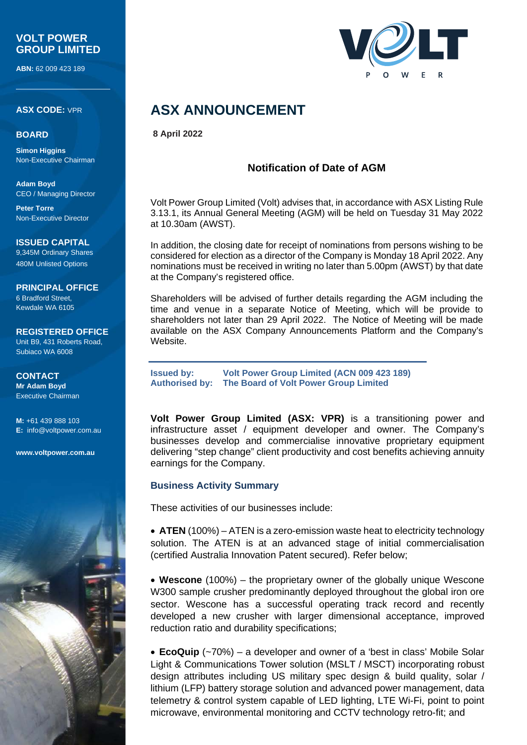**VOLT POWER GROUP LIMITED**

**ABN:** 62 009 423 189

**ASX CODE:** VPR

**BOARD**

**Simon Higgins**
Non-Executive Chairman

**Adam Boyd**
CEO / Managing Director

**Peter Torre**
Non-Executive Director

**ISSUED CAPITAL**
9,345M Ordinary Shares
480M Unlisted Options

**PRINCIPAL OFFICE**
6 Bradford Street,
Kewdale WA 6105

**REGISTERED OFFICE**
Unit B9, 431 Roberts Road,
Subiaco WA 6008

**CONTACT**
**Mr Adam Boyd**
Executive Chairman

**M:** +61 439 888 103
**E:** info@voltpower.com.au

**www.voltpower.com.au**

# ASX ANNOUNCEMENT

**8 April 2022**

## Notification of Date of AGM

Volt Power Group Limited (Volt) advises that, in accordance with ASX Listing Rule 3.13.1, its Annual General Meeting (AGM) will be held on Tuesday 31 May 2022 at 10.30am (AWST).

In addition, the closing date for receipt of nominations from persons wishing to be considered for election as a director of the Company is Monday 18 April 2022. Any nominations must be received in writing no later than 5.00pm (AWST) by that date at the Company's registered office.

Shareholders will be advised of further details regarding the AGM including the time and venue in a separate Notice of Meeting, which will be provide to shareholders not later than 29 April 2022. The Notice of Meeting will be made available on the ASX Company Announcements Platform and the Company's Website.

**Issued by:** **Volt Power Group Limited (ACN 009 423 189)**
**Authorised by:** **The Board of Volt Power Group Limited**

**Volt Power Group Limited (ASX: VPR)** is a transitioning power and infrastructure asset / equipment developer and owner. The Company's businesses develop and commercialise innovative proprietary equipment delivering "step change" client productivity and cost benefits achieving annuity earnings for the Company.

### Business Activity Summary

These activities of our businesses include:

- **ATEN** (100%) – ATEN is a zero-emission waste heat to electricity technology solution. The ATEN is at an advanced stage of initial commercialisation (certified Australia Innovation Patent secured). Refer below;
- **Wescone** (100%) – the proprietary owner of the globally unique Wescone W300 sample crusher predominantly deployed throughout the global iron ore sector. Wescone has a successful operating track record and recently developed a new crusher with larger dimensional acceptance, improved reduction ratio and durability specifications;
- **EcoQuip** (~70%) – a developer and owner of a 'best in class' Mobile Solar Light & Communications Tower solution (MSLT / MSCT) incorporating robust design attributes including US military spec design & build quality, solar / lithium (LFP) battery storage solution and advanced power management, data telemetry & control system capable of LED lighting, LTE Wi-Fi, point to point microwave, environmental monitoring and CCTV technology retro-fit; and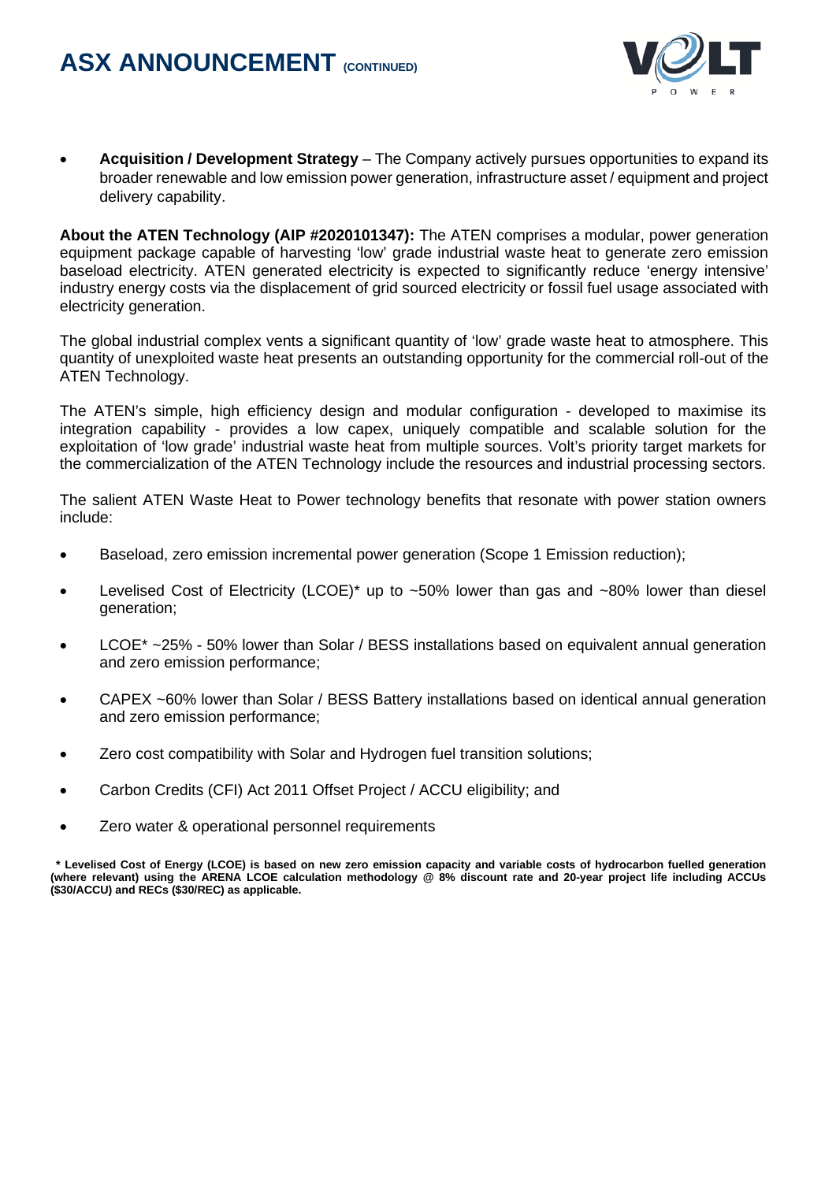- **Acquisition / Development Strategy** – The Company actively pursues opportunities to expand its broader renewable and low emission power generation, infrastructure asset / equipment and project delivery capability.

**About the ATEN Technology (AIP #2020101347):** The ATEN comprises a modular, power generation equipment package capable of harvesting 'low' grade industrial waste heat to generate zero emission baseload electricity. ATEN generated electricity is expected to significantly reduce 'energy intensive' industry energy costs via the displacement of grid sourced electricity or fossil fuel usage associated with electricity generation.

The global industrial complex vents a significant quantity of 'low' grade waste heat to atmosphere. This quantity of unexploited waste heat presents an outstanding opportunity for the commercial roll-out of the ATEN Technology.

The ATEN's simple, high efficiency design and modular configuration - developed to maximise its integration capability - provides a low capex, uniquely compatible and scalable solution for the exploitation of 'low grade' industrial waste heat from multiple sources. Volt's priority target markets for the commercialization of the ATEN Technology include the resources and industrial processing sectors.

The salient ATEN Waste Heat to Power technology benefits that resonate with power station owners include:

- Baseload, zero emission incremental power generation (Scope 1 Emission reduction);
- Levelised Cost of Electricity (LCOE)* up to ~50% lower than gas and ~80% lower than diesel generation;
- LCOE* ~25% - 50% lower than Solar / BESS installations based on equivalent annual generation and zero emission performance;
- CAPEX ~60% lower than Solar / BESS Battery installations based on identical annual generation and zero emission performance;
- Zero cost compatibility with Solar and Hydrogen fuel transition solutions;
- Carbon Credits (CFI) Act 2011 Offset Project / ACCU eligibility; and
- Zero water & operational personnel requirements

**\* Levelised Cost of Energy (LCOE) is based on new zero emission capacity and variable costs of hydrocarbon fuelled generation (where relevant) using the ARENA LCOE calculation methodology @ 8% discount rate and 20-year project life including ACCUs ($30/ACCU) and RECs ($30/REC) as applicable.**